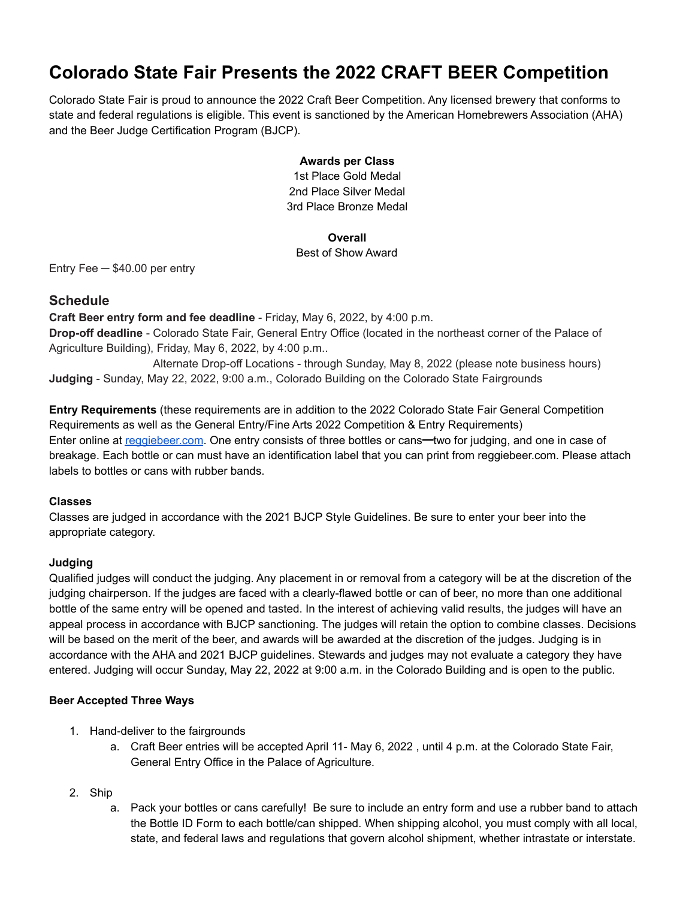# Colorado State Fair Presents the 2022 CRAFT BEER Competition

Colorado State Fair is proud to announce the 2022 Craft Beer Competition. Any licensed brewery that conforms to state and federal regulations is eligible. This event is sanctioned by the American Homebrewers Association (AHA) and the Beer Judge Certification Program (BJCP).

**Awards per Class**
1st Place Gold Medal
2nd Place Silver Medal
3rd Place Bronze Medal

**Overall**
Best of Show Award

Entry Fee ─ $40.00 per entry

## Schedule

**Craft Beer entry form and fee deadline** - Friday, May 6, 2022, by 4:00 p.m.
**Drop-off deadline** - Colorado State Fair, General Entry Office (located in the northeast corner of the Palace of Agriculture Building), Friday, May 6, 2022, by 4:00 p.m..
Alternate Drop-off Locations - through Sunday, May 8, 2022 (please note business hours)
**Judging** - Sunday, May 22, 2022, 9:00 a.m., Colorado Building on the Colorado State Fairgrounds

**Entry Requirements** (these requirements are in addition to the 2022 Colorado State Fair General Competition Requirements as well as the General Entry/Fine Arts 2022 Competition & Entry Requirements)
Enter online at [reggiebeer.com](reggiebeer.com). One entry consists of three bottles or cans━two for judging, and one in case of breakage. Each bottle or can must have an identification label that you can print from reggiebeer.com. Please attach labels to bottles or cans with rubber bands.

**Classes**
Classes are judged in accordance with the 2021 BJCP Style Guidelines. Be sure to enter your beer into the appropriate category.

**Judging**
Qualified judges will conduct the judging. Any placement in or removal from a category will be at the discretion of the judging chairperson. If the judges are faced with a clearly-flawed bottle or can of beer, no more than one additional bottle of the same entry will be opened and tasted. In the interest of achieving valid results, the judges will have an appeal process in accordance with BJCP sanctioning. The judges will retain the option to combine classes. Decisions will be based on the merit of the beer, and awards will be awarded at the discretion of the judges. Judging is in accordance with the AHA and 2021 BJCP guidelines. Stewards and judges may not evaluate a category they have entered. Judging will occur Sunday, May 22, 2022 at 9:00 a.m. in the Colorado Building and is open to the public.

**Beer Accepted Three Ways**

1. Hand-deliver to the fairgrounds
    a. Craft Beer entries will be accepted April 11- May 6, 2022 , until 4 p.m. at the Colorado State Fair, General Entry Office in the Palace of Agriculture.
2. Ship
    a. Pack your bottles or cans carefully! Be sure to include an entry form and use a rubber band to attach the Bottle ID Form to each bottle/can shipped. When shipping alcohol, you must comply with all local, state, and federal laws and regulations that govern alcohol shipment, whether intrastate or interstate.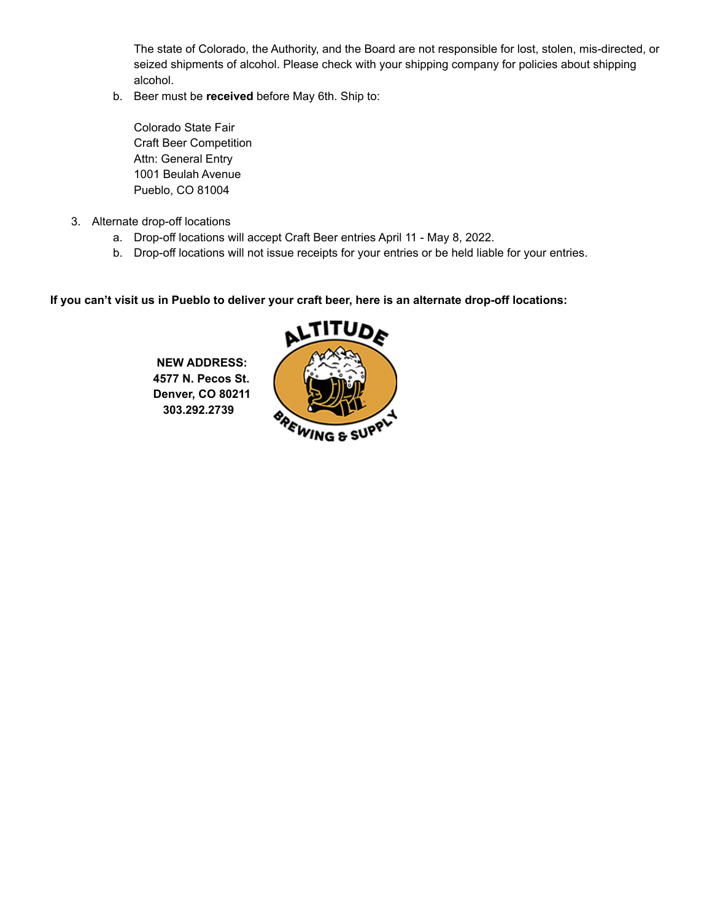The state of Colorado, the Authority, and the Board are not responsible for lost, stolen, mis-directed, or seized shipments of alcohol. Please check with your shipping company for policies about shipping alcohol.

b. Beer must be **received** before May 6th. Ship to:

   Colorado State Fair
   Craft Beer Competition
   Attn: General Entry
   1001 Beulah Avenue
   Pueblo, CO 81004

3. Alternate drop-off locations
   a. Drop-off locations will accept Craft Beer entries April 11 - May 8, 2022.
   b. Drop-off locations will not issue receipts for your entries or be held liable for your entries.

**If you can't visit us in Pueblo to deliver your craft beer, here is an alternate drop-off locations:**

**NEW ADDRESS:**
**4577 N. Pecos St.**
**Denver, CO 80211**
**303.292.2739**

ALTITUDE BREWING & SUPPLY